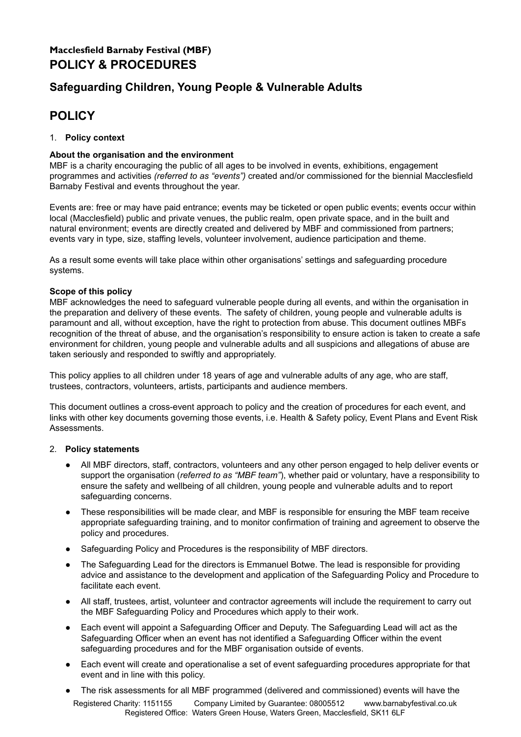**Macclesfield Barnaby Festival (MBF)**

# POLICY & PROCEDURES

## Safeguarding Children, Young People & Vulnerable Adults

# POLICY

1. **Policy context**

**About the organisation and the environment**

MBF is a charity encouraging the public of all ages to be involved in events, exhibitions, engagement programmes and activities *(referred to as "events")* created and/or commissioned for the biennial Macclesfield Barnaby Festival and events throughout the year.

Events are: free or may have paid entrance; events may be ticketed or open public events; events occur within local (Macclesfield) public and private venues, the public realm, open private space, and in the built and natural environment; events are directly created and delivered by MBF and commissioned from partners; events vary in type, size, staffing levels, volunteer involvement, audience participation and theme.

As a result some events will take place within other organisations' settings and safeguarding procedure systems.

**Scope of this policy**

MBF acknowledges the need to safeguard vulnerable people during all events, and within the organisation in the preparation and delivery of these events. The safety of children, young people and vulnerable adults is paramount and all, without exception, have the right to protection from abuse. This document outlines MBFs recognition of the threat of abuse, and the organisation's responsibility to ensure action is taken to create a safe environment for children, young people and vulnerable adults and all suspicions and allegations of abuse are taken seriously and responded to swiftly and appropriately.

This policy applies to all children under 18 years of age and vulnerable adults of any age, who are staff, trustees, contractors, volunteers, artists, participants and audience members.

This document outlines a cross-event approach to policy and the creation of procedures for each event, and links with other key documents governing those events, i.e. Health & Safety policy, Event Plans and Event Risk Assessments.

2. **Policy statements**

- All MBF directors, staff, contractors, volunteers and any other person engaged to help deliver events or support the organisation (*referred to as "MBF team"*), whether paid or voluntary, have a responsibility to ensure the safety and wellbeing of all children, young people and vulnerable adults and to report safeguarding concerns.
- These responsibilities will be made clear, and MBF is responsible for ensuring the MBF team receive appropriate safeguarding training, and to monitor confirmation of training and agreement to observe the policy and procedures.
- Safeguarding Policy and Procedures is the responsibility of MBF directors.
- The Safeguarding Lead for the directors is Emmanuel Botwe. The lead is responsible for providing advice and assistance to the development and application of the Safeguarding Policy and Procedure to facilitate each event.
- All staff, trustees, artist, volunteer and contractor agreements will include the requirement to carry out the MBF Safeguarding Policy and Procedures which apply to their work.
- Each event will appoint a Safeguarding Officer and Deputy. The Safeguarding Lead will act as the Safeguarding Officer when an event has not identified a Safeguarding Officer within the event safeguarding procedures and for the MBF organisation outside of events.
- Each event will create and operationalise a set of event safeguarding procedures appropriate for that event and in line with this policy.
- The risk assessments for all MBF programmed (delivered and commissioned) events will have the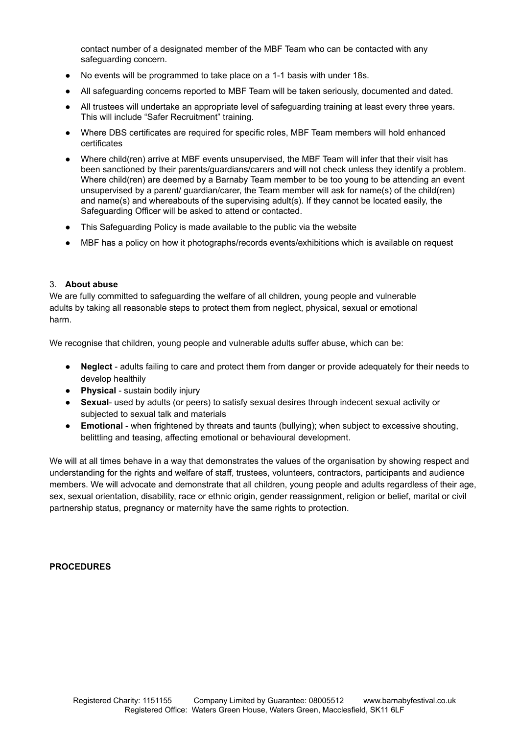contact number of a designated member of the MBF Team who can be contacted with any safeguarding concern.

- No events will be programmed to take place on a 1-1 basis with under 18s.
- All safeguarding concerns reported to MBF Team will be taken seriously, documented and dated.
- All trustees will undertake an appropriate level of safeguarding training at least every three years. This will include "Safer Recruitment" training.
- Where DBS certificates are required for specific roles, MBF Team members will hold enhanced certificates
- Where child(ren) arrive at MBF events unsupervised, the MBF Team will infer that their visit has been sanctioned by their parents/guardians/carers and will not check unless they identify a problem. Where child(ren) are deemed by a Barnaby Team member to be too young to be attending an event unsupervised by a parent/ guardian/carer, the Team member will ask for name(s) of the child(ren) and name(s) and whereabouts of the supervising adult(s). If they cannot be located easily, the Safeguarding Officer will be asked to attend or contacted.
- This Safeguarding Policy is made available to the public via the website
- MBF has a policy on how it photographs/records events/exhibitions which is available on request

3. **About abuse**

We are fully committed to safeguarding the welfare of all children, young people and vulnerable adults by taking all reasonable steps to protect them from neglect, physical, sexual or emotional harm.

We recognise that children, young people and vulnerable adults suffer abuse, which can be:

- **Neglect** - adults failing to care and protect them from danger or provide adequately for their needs to develop healthily
- **Physical** - sustain bodily injury
- **Sexual**- used by adults (or peers) to satisfy sexual desires through indecent sexual activity or subjected to sexual talk and materials
- **Emotional** - when frightened by threats and taunts (bullying); when subject to excessive shouting, belittling and teasing, affecting emotional or behavioural development.

We will at all times behave in a way that demonstrates the values of the organisation by showing respect and understanding for the rights and welfare of staff, trustees, volunteers, contractors, participants and audience members. We will advocate and demonstrate that all children, young people and adults regardless of their age, sex, sexual orientation, disability, race or ethnic origin, gender reassignment, religion or belief, marital or civil partnership status, pregnancy or maternity have the same rights to protection.

**PROCEDURES**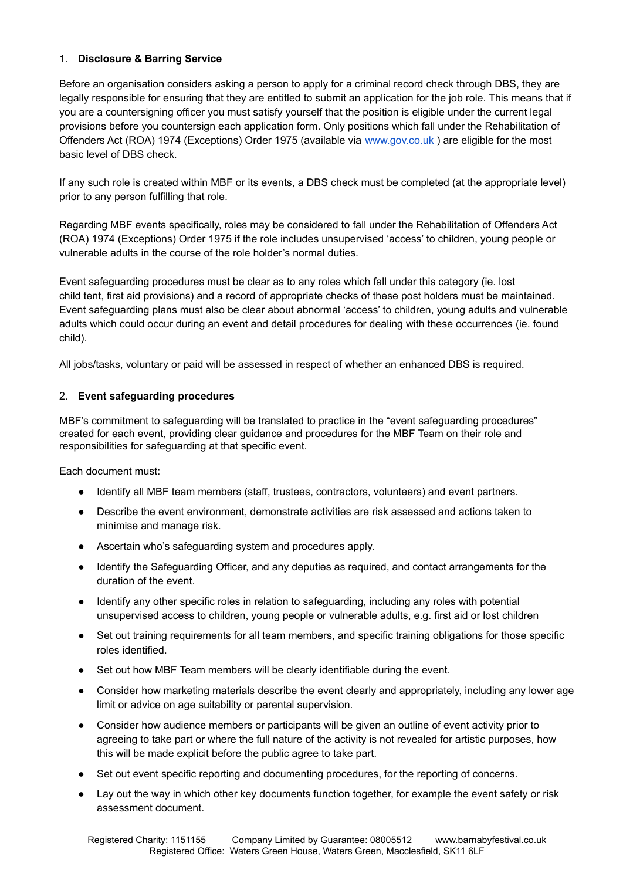1. **Disclosure & Barring Service**

Before an organisation considers asking a person to apply for a criminal record check through DBS, they are legally responsible for ensuring that they are entitled to submit an application for the job role. This means that if you are a countersigning officer you must satisfy yourself that the position is eligible under the current legal provisions before you countersign each application form. Only positions which fall under the Rehabilitation of Offenders Act (ROA) 1974 (Exceptions) Order 1975 (available via www.gov.co.uk ) are eligible for the most basic level of DBS check.

If any such role is created within MBF or its events, a DBS check must be completed (at the appropriate level) prior to any person fulfilling that role.

Regarding MBF events specifically, roles may be considered to fall under the Rehabilitation of Offenders Act (ROA) 1974 (Exceptions) Order 1975 if the role includes unsupervised 'access' to children, young people or vulnerable adults in the course of the role holder's normal duties.

Event safeguarding procedures must be clear as to any roles which fall under this category (ie. lost child tent, first aid provisions) and a record of appropriate checks of these post holders must be maintained. Event safeguarding plans must also be clear about abnormal 'access' to children, young adults and vulnerable adults which could occur during an event and detail procedures for dealing with these occurrences (ie. found child).

All jobs/tasks, voluntary or paid will be assessed in respect of whether an enhanced DBS is required.

2. **Event safeguarding procedures**

MBF's commitment to safeguarding will be translated to practice in the "event safeguarding procedures" created for each event, providing clear guidance and procedures for the MBF Team on their role and responsibilities for safeguarding at that specific event.

Each document must:

- Identify all MBF team members (staff, trustees, contractors, volunteers) and event partners.
- Describe the event environment, demonstrate activities are risk assessed and actions taken to minimise and manage risk.
- Ascertain who's safeguarding system and procedures apply.
- Identify the Safeguarding Officer, and any deputies as required, and contact arrangements for the duration of the event.
- Identify any other specific roles in relation to safeguarding, including any roles with potential unsupervised access to children, young people or vulnerable adults, e.g. first aid or lost children
- Set out training requirements for all team members, and specific training obligations for those specific roles identified.
- Set out how MBF Team members will be clearly identifiable during the event.
- Consider how marketing materials describe the event clearly and appropriately, including any lower age limit or advice on age suitability or parental supervision.
- Consider how audience members or participants will be given an outline of event activity prior to agreeing to take part or where the full nature of the activity is not revealed for artistic purposes, how this will be made explicit before the public agree to take part.
- Set out event specific reporting and documenting procedures, for the reporting of concerns.
- Lay out the way in which other key documents function together, for example the event safety or risk assessment document.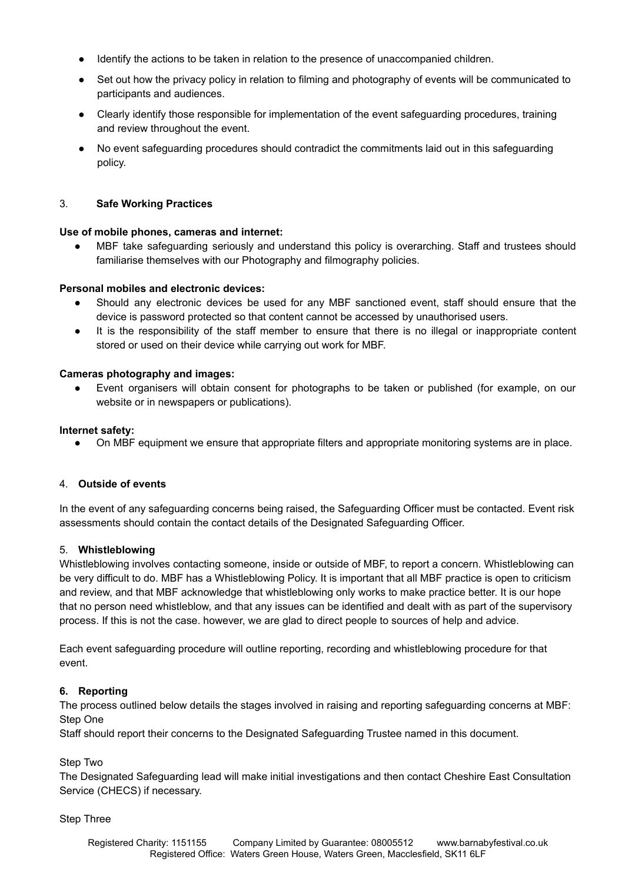- Identify the actions to be taken in relation to the presence of unaccompanied children.
- Set out how the privacy policy in relation to filming and photography of events will be communicated to participants and audiences.
- Clearly identify those responsible for implementation of the event safeguarding procedures, training and review throughout the event.
- No event safeguarding procedures should contradict the commitments laid out in this safeguarding policy.

## 3. **Safe Working Practices**

**Use of mobile phones, cameras and internet:**

- MBF take safeguarding seriously and understand this policy is overarching. Staff and trustees should familiarise themselves with our Photography and filmography policies.

**Personal mobiles and electronic devices:**

- Should any electronic devices be used for any MBF sanctioned event, staff should ensure that the device is password protected so that content cannot be accessed by unauthorised users.
- It is the responsibility of the staff member to ensure that there is no illegal or inappropriate content stored or used on their device while carrying out work for MBF.

**Cameras photography and images:**

- Event organisers will obtain consent for photographs to be taken or published (for example, on our website or in newspapers or publications).

**Internet safety:**

- On MBF equipment we ensure that appropriate filters and appropriate monitoring systems are in place.

## 4. **Outside of events**

In the event of any safeguarding concerns being raised, the Safeguarding Officer must be contacted. Event risk assessments should contain the contact details of the Designated Safeguarding Officer.

## 5. **Whistleblowing**

Whistleblowing involves contacting someone, inside or outside of MBF, to report a concern. Whistleblowing can be very difficult to do. MBF has a Whistleblowing Policy. It is important that all MBF practice is open to criticism and review, and that MBF acknowledge that whistleblowing only works to make practice better. It is our hope that no person need whistleblow, and that any issues can be identified and dealt with as part of the supervisory process. If this is not the case. however, we are glad to direct people to sources of help and advice.

Each event safeguarding procedure will outline reporting, recording and whistleblowing procedure for that event.

## **6. Reporting**

The process outlined below details the stages involved in raising and reporting safeguarding concerns at MBF:

Step One

Staff should report their concerns to the Designated Safeguarding Trustee named in this document.

Step Two

The Designated Safeguarding lead will make initial investigations and then contact Cheshire East Consultation Service (CHECS) if necessary.

Step Three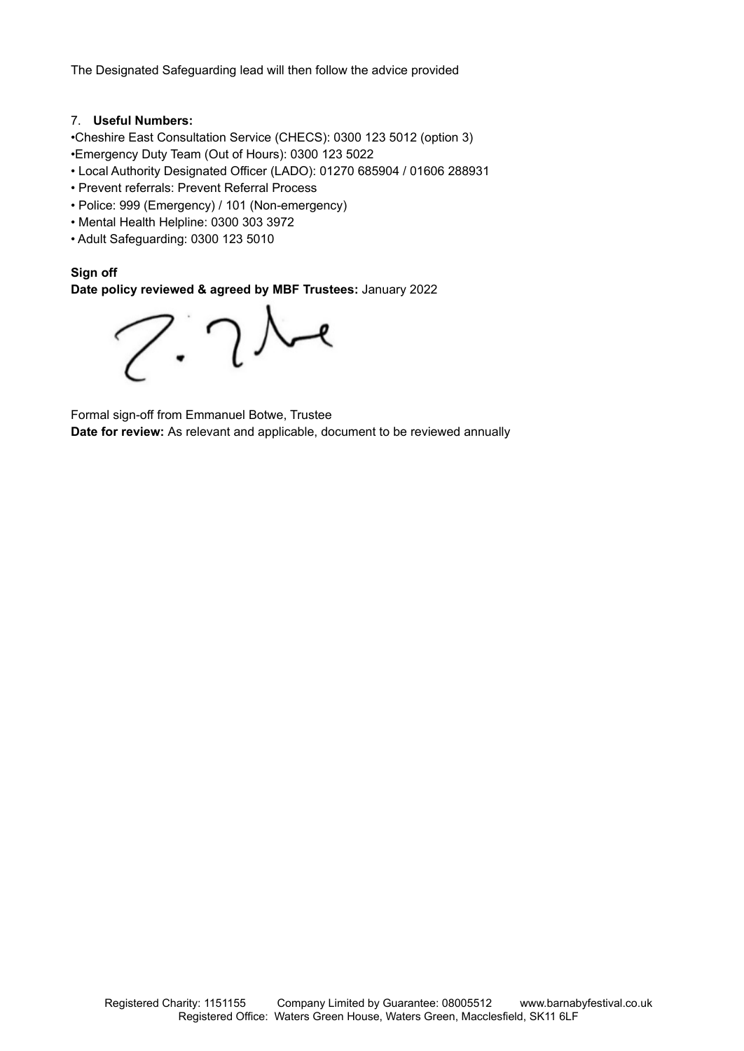The Designated Safeguarding lead will then follow the advice provided

7. **Useful Numbers:**

- Cheshire East Consultation Service (CHECS): 0300 123 5012 (option 3)
- Emergency Duty Team (Out of Hours): 0300 123 5022
- Local Authority Designated Officer (LADO): 01270 685904 / 01606 288931
- Prevent referrals: Prevent Referral Process
- Police: 999 (Emergency) / 101 (Non-emergency)
- Mental Health Helpline: 0300 303 3972
- Adult Safeguarding: 0300 123 5010

**Sign off**

**Date policy reviewed & agreed by MBF Trustees:** January 2022

Formal sign-off from Emmanuel Botwe, Trustee

**Date for review:** As relevant and applicable, document to be reviewed annually

Registered Charity: 1151155 Company Limited by Guarantee: 08005512 www.barnabyfestival.co.uk
Registered Office: Waters Green House, Waters Green, Macclesfield, SK11 6LF